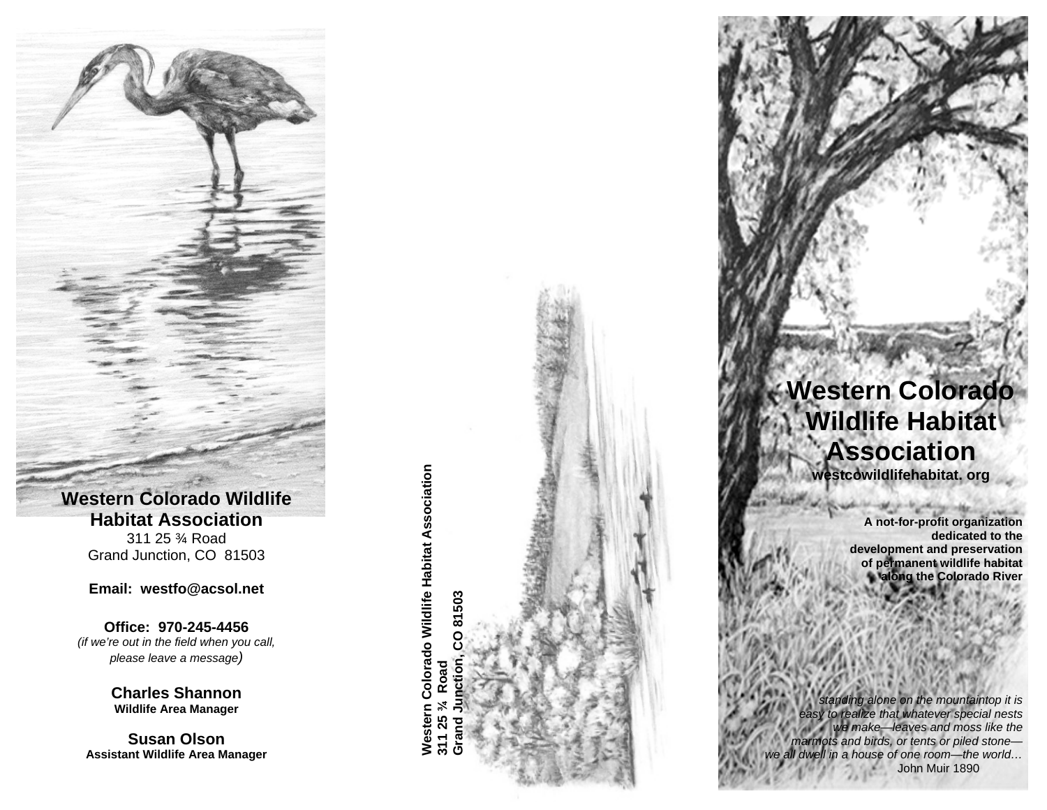**Western Colorado Wildlife Habitat Association**
311 25 ¾ Road
Grand Junction, CO 81503

**Email: westfo@acsol.net**

**Office: 970-245-4456**
*(if we're out in the field when you call, please leave a message)*

**Charles Shannon**
**Wildlife Area Manager**

**Susan Olson**
**Assistant Wildlife Area Manager**

**Western Colorado Wildlife Habitat Association**
**311 25 ¾ Road**
**Grand Junction, CO 81503**

# Western Colorado Wildlife Habitat Association

**westcowildlifehabitat. org**

**A not-for-profit organization dedicated to the development and preservation of permanent wildlife habitat along the Colorado River**

*standing alone on the mountaintop it is easy to realize that whatever special nests we make—leaves and moss like the marmots and birds, or tents or piled stone—we all dwell in a house of one room—the world…*
John Muir 1890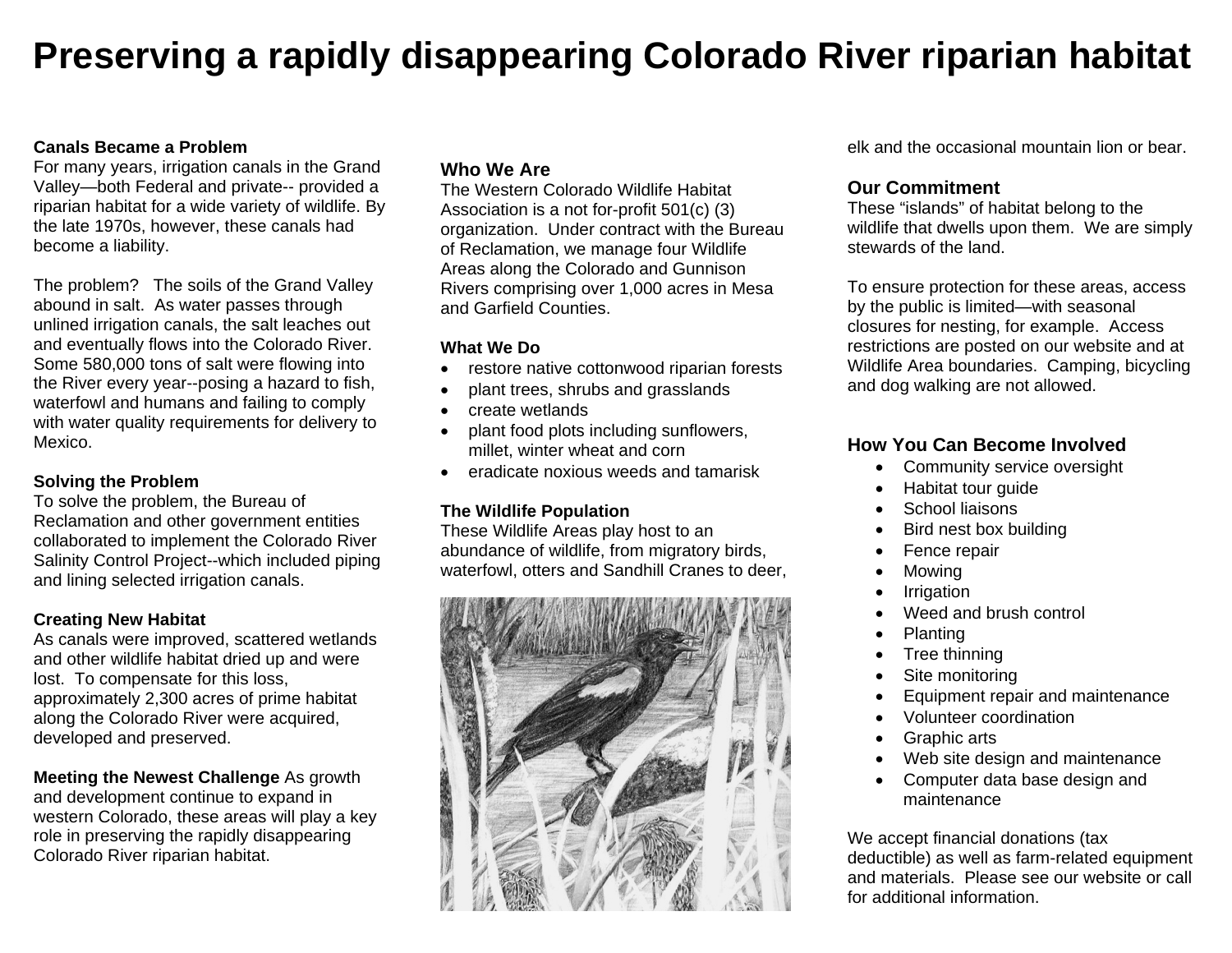# Preserving a rapidly disappearing Colorado River riparian habitat

**Canals Became a Problem**
For many years, irrigation canals in the Grand Valley—both Federal and private-- provided a riparian habitat for a wide variety of wildlife. By the late 1970s, however, these canals had become a liability.

The problem? The soils of the Grand Valley abound in salt. As water passes through unlined irrigation canals, the salt leaches out and eventually flows into the Colorado River. Some 580,000 tons of salt were flowing into the River every year--posing a hazard to fish, waterfowl and humans and failing to comply with water quality requirements for delivery to Mexico.

**Solving the Problem**
To solve the problem, the Bureau of Reclamation and other government entities collaborated to implement the Colorado River Salinity Control Project--which included piping and lining selected irrigation canals.

**Creating New Habitat**
As canals were improved, scattered wetlands and other wildlife habitat dried up and were lost. To compensate for this loss, approximately 2,300 acres of prime habitat along the Colorado River were acquired, developed and preserved.

**Meeting the Newest Challenge** As growth and development continue to expand in western Colorado, these areas will play a key role in preserving the rapidly disappearing Colorado River riparian habitat.

## Who We Are

The Western Colorado Wildlife Habitat Association is a not for-profit 501(c) (3) organization. Under contract with the Bureau of Reclamation, we manage four Wildlife Areas along the Colorado and Gunnison Rivers comprising over 1,000 acres in Mesa and Garfield Counties.

**What We Do**

- restore native cottonwood riparian forests
- plant trees, shrubs and grasslands
- create wetlands
- plant food plots including sunflowers, millet, winter wheat and corn
- eradicate noxious weeds and tamarisk

**The Wildlife Population**
These Wildlife Areas play host to an abundance of wildlife, from migratory birds, waterfowl, otters and Sandhill Cranes to deer, elk and the occasional mountain lion or bear.

## Our Commitment

These "islands" of habitat belong to the wildlife that dwells upon them. We are simply stewards of the land.

To ensure protection for these areas, access by the public is limited—with seasonal closures for nesting, for example. Access restrictions are posted on our website and at Wildlife Area boundaries. Camping, bicycling and dog walking are not allowed.

## How You Can Become Involved

- Community service oversight
- Habitat tour guide
- School liaisons
- Bird nest box building
- Fence repair
- Mowing
- Irrigation
- Weed and brush control
- Planting
- Tree thinning
- Site monitoring
- Equipment repair and maintenance
- Volunteer coordination
- Graphic arts
- Web site design and maintenance
- Computer data base design and maintenance

We accept financial donations (tax deductible) as well as farm-related equipment and materials. Please see our website or call for additional information.